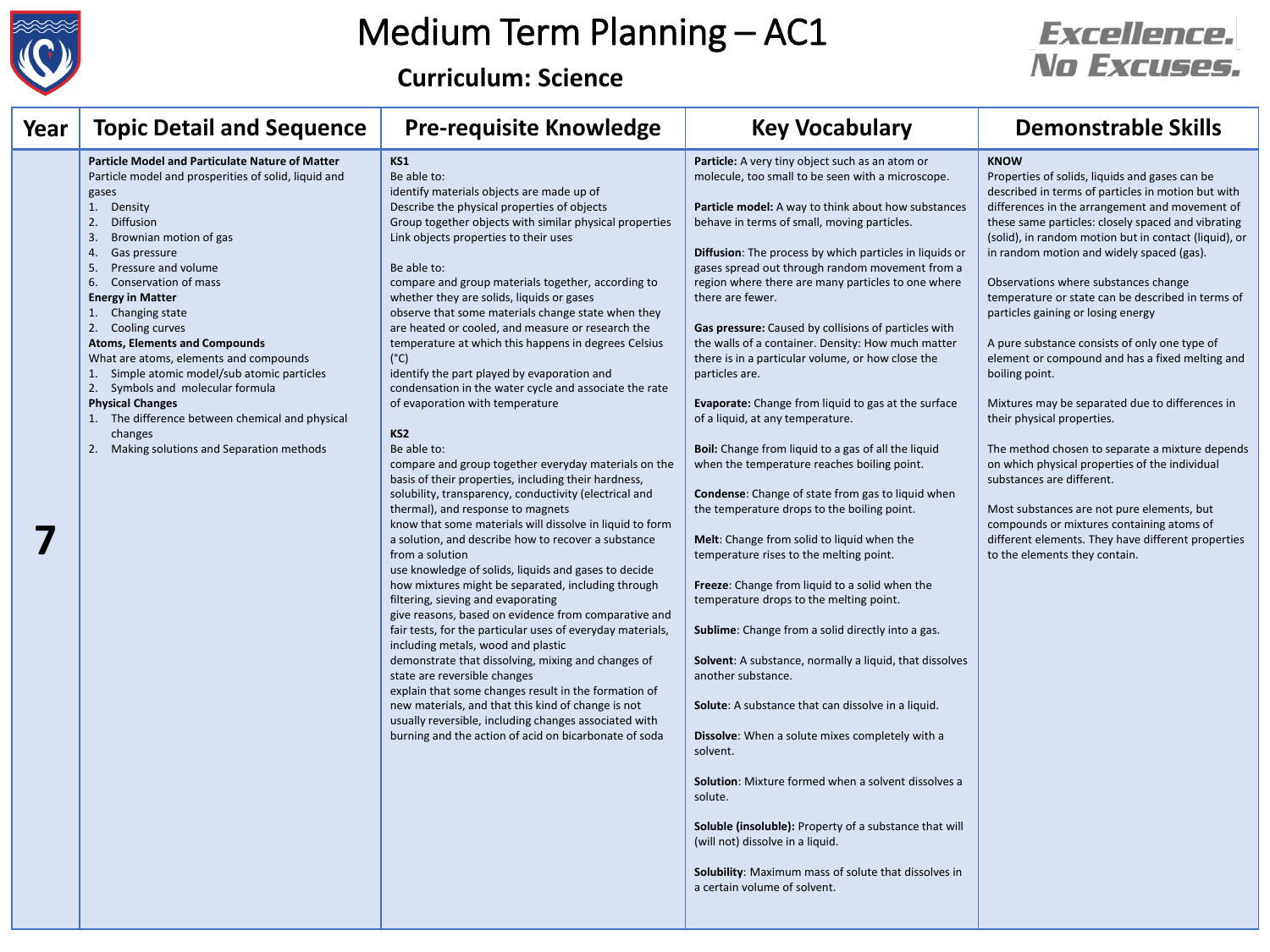# Medium Term Planning – AC1

## Curriculum: Science

Excellence. No Excuses.

| Year | Topic Detail and Sequence | Pre-requisite Knowledge | Key Vocabulary | Demonstrable Skills |
|---|---|---|---|---|
| 7 | **Particle Model and Particulate Nature of Matter**<br>Particle model and prosperities of solid, liquid and gases<br>1. Density<br>2. Diffusion<br>3. Brownian motion of gas<br>4. Gas pressure<br>5. Pressure and volume<br>6. Conservation of mass<br>**Energy in Matter**<br>1. Changing state<br>2. Cooling curves<br>**Atoms, Elements and Compounds**<br>What are atoms, elements and compounds<br>1. Simple atomic model/sub atomic particles<br>2. Symbols and molecular formula<br>**Physical Changes**<br>1. The difference between chemical and physical changes<br>2. Making solutions and Separation methods | **KS1**<br>Be able to:<br>identify materials objects are made up of<br>Describe the physical properties of objects<br>Group together objects with similar physical properties<br>Link objects properties to their uses<br><br>Be able to:<br>compare and group materials together, according to whether they are solids, liquids or gases<br>observe that some materials change state when they are heated or cooled, and measure or research the temperature at which this happens in degrees Celsius (°C)<br>identify the part played by evaporation and condensation in the water cycle and associate the rate of evaporation with temperature<br><br>**KS2**<br>Be able to:<br>compare and group together everyday materials on the basis of their properties, including their hardness, solubility, transparency, conductivity (electrical and thermal), and response to magnets<br>know that some materials will dissolve in liquid to form a solution, and describe how to recover a substance from a solution<br>use knowledge of solids, liquids and gases to decide how mixtures might be separated, including through filtering, sieving and evaporating<br>give reasons, based on evidence from comparative and fair tests, for the particular uses of everyday materials, including metals, wood and plastic<br>demonstrate that dissolving, mixing and changes of state are reversible changes<br>explain that some changes result in the formation of new materials, and that this kind of change is not usually reversible, including changes associated with burning and the action of acid on bicarbonate of soda | **Particle:** A very tiny object such as an atom or molecule, too small to be seen with a microscope.<br><br>**Particle model:** A way to think about how substances behave in terms of small, moving particles.<br><br>**Diffusion**: The process by which particles in liquids or gases spread out through random movement from a region where there are many particles to one where there are fewer.<br><br>**Gas pressure:** Caused by collisions of particles with the walls of a container. Density: How much matter there is in a particular volume, or how close the particles are.<br><br>**Evaporate:** Change from liquid to gas at the surface of a liquid, at any temperature.<br><br>**Boil:** Change from liquid to a gas of all the liquid when the temperature reaches boiling point.<br><br>**Condense**: Change of state from gas to liquid when the temperature drops to the boiling point.<br><br>**Melt**: Change from solid to liquid when the temperature rises to the melting point.<br><br>**Freeze**: Change from liquid to a solid when the temperature drops to the melting point.<br><br>**Sublime**: Change from a solid directly into a gas.<br><br>**Solvent**: A substance, normally a liquid, that dissolves another substance.<br><br>**Solute**: A substance that can dissolve in a liquid.<br><br>**Dissolve**: When a solute mixes completely with a solvent.<br><br>**Solution**: Mixture formed when a solvent dissolves a solute.<br><br>**Soluble (insoluble):** Property of a substance that will (will not) dissolve in a liquid.<br><br>**Solubility**: Maximum mass of solute that dissolves in a certain volume of solvent. | **KNOW**<br>Properties of solids, liquids and gases can be described in terms of particles in motion but with differences in the arrangement and movement of these same particles: closely spaced and vibrating (solid), in random motion but in contact (liquid), or in random motion and widely spaced (gas).<br><br>Observations where substances change temperature or state can be described in terms of particles gaining or losing energy<br><br>A pure substance consists of only one type of element or compound and has a fixed melting and boiling point.<br><br>Mixtures may be separated due to differences in their physical properties.<br><br>The method chosen to separate a mixture depends on which physical properties of the individual substances are different.<br><br>Most substances are not pure elements, but compounds or mixtures containing atoms of different elements. They have different properties to the elements they contain. |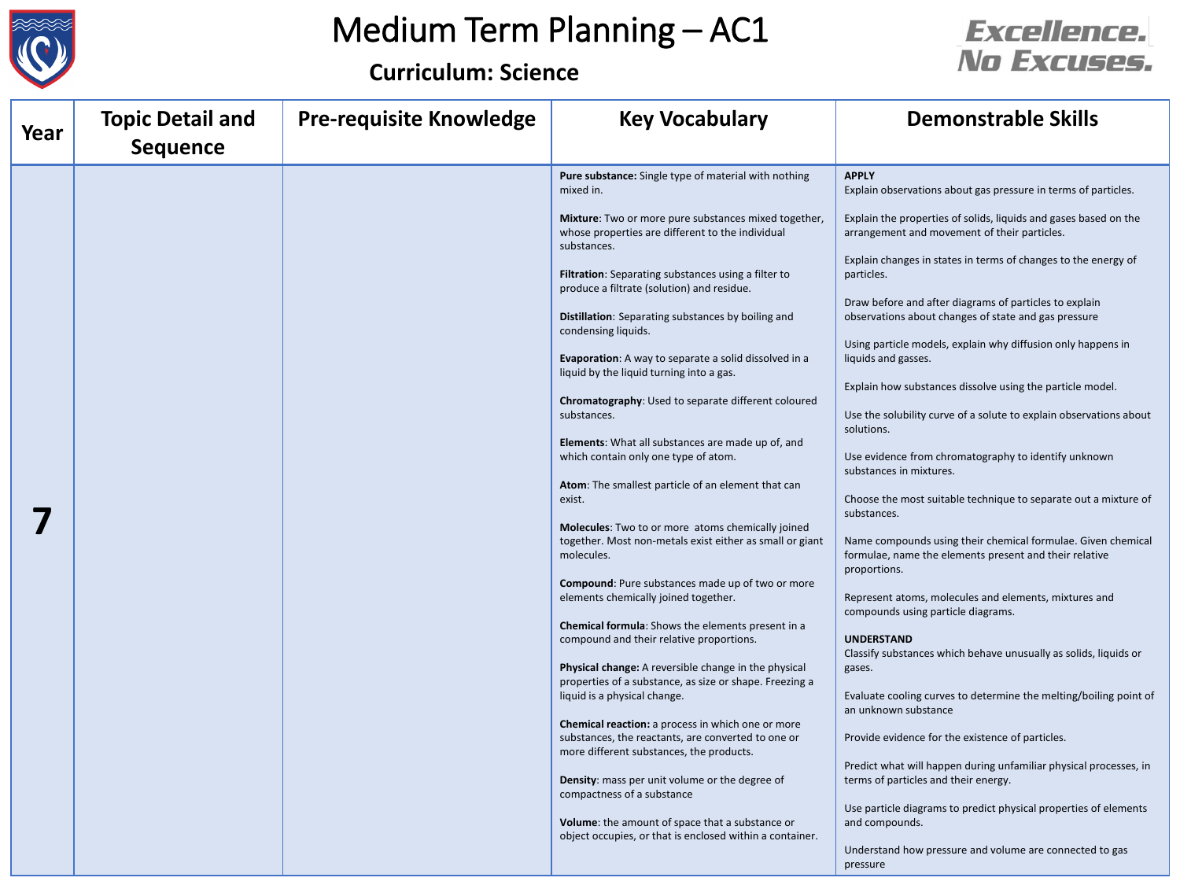# Medium Term Planning – AC1

## Curriculum: Science

Excellence. No Excuses.

| Year | Topic Detail and Sequence | Pre-requisite Knowledge | Key Vocabulary | Demonstrable Skills |
|---|---|---|---|---|
| 7 | | | **Pure substance:** Single type of material with nothing mixed in.<br><br>**Mixture**: Two or more pure substances mixed together, whose properties are different to the individual substances.<br><br>**Filtration**: Separating substances using a filter to produce a filtrate (solution) and residue.<br><br>**Distillation**: Separating substances by boiling and condensing liquids.<br><br>**Evaporation**: A way to separate a solid dissolved in a liquid by the liquid turning into a gas.<br><br>**Chromatography**: Used to separate different coloured substances.<br><br>**Elements**: What all substances are made up of, and which contain only one type of atom.<br><br>**Atom**: The smallest particle of an element that can exist.<br><br>**Molecules**: Two to or more atoms chemically joined together. Most non-metals exist either as small or giant molecules.<br><br>**Compound**: Pure substances made up of two or more elements chemically joined together.<br><br>**Chemical formula**: Shows the elements present in a compound and their relative proportions.<br><br>**Physical change:** A reversible change in the physical properties of a substance, as size or shape. Freezing a liquid is a physical change.<br><br>**Chemical reaction:** a process in which one or more substances, the reactants, are converted to one or more different substances, the products.<br><br>**Density**: mass per unit volume or the degree of compactness of a substance<br><br>**Volume**: the amount of space that a substance or object occupies, or that is enclosed within a container. | **APPLY**<br>Explain observations about gas pressure in terms of particles.<br><br>Explain the properties of solids, liquids and gases based on the arrangement and movement of their particles.<br><br>Explain changes in states in terms of changes to the energy of particles.<br><br>Draw before and after diagrams of particles to explain observations about changes of state and gas pressure<br><br>Using particle models, explain why diffusion only happens in liquids and gasses.<br><br>Explain how substances dissolve using the particle model.<br><br>Use the solubility curve of a solute to explain observations about solutions.<br><br>Use evidence from chromatography to identify unknown substances in mixtures.<br><br>Choose the most suitable technique to separate out a mixture of substances.<br><br>Name compounds using their chemical formulae. Given chemical formulae, name the elements present and their relative proportions.<br><br>Represent atoms, molecules and elements, mixtures and compounds using particle diagrams.<br><br>**UNDERSTAND**<br>Classify substances which behave unusually as solids, liquids or gases.<br><br>Evaluate cooling curves to determine the melting/boiling point of an unknown substance<br><br>Provide evidence for the existence of particles.<br><br>Predict what will happen during unfamiliar physical processes, in terms of particles and their energy.<br><br>Use particle diagrams to predict physical properties of elements and compounds.<br><br>Understand how pressure and volume are connected to gas pressure |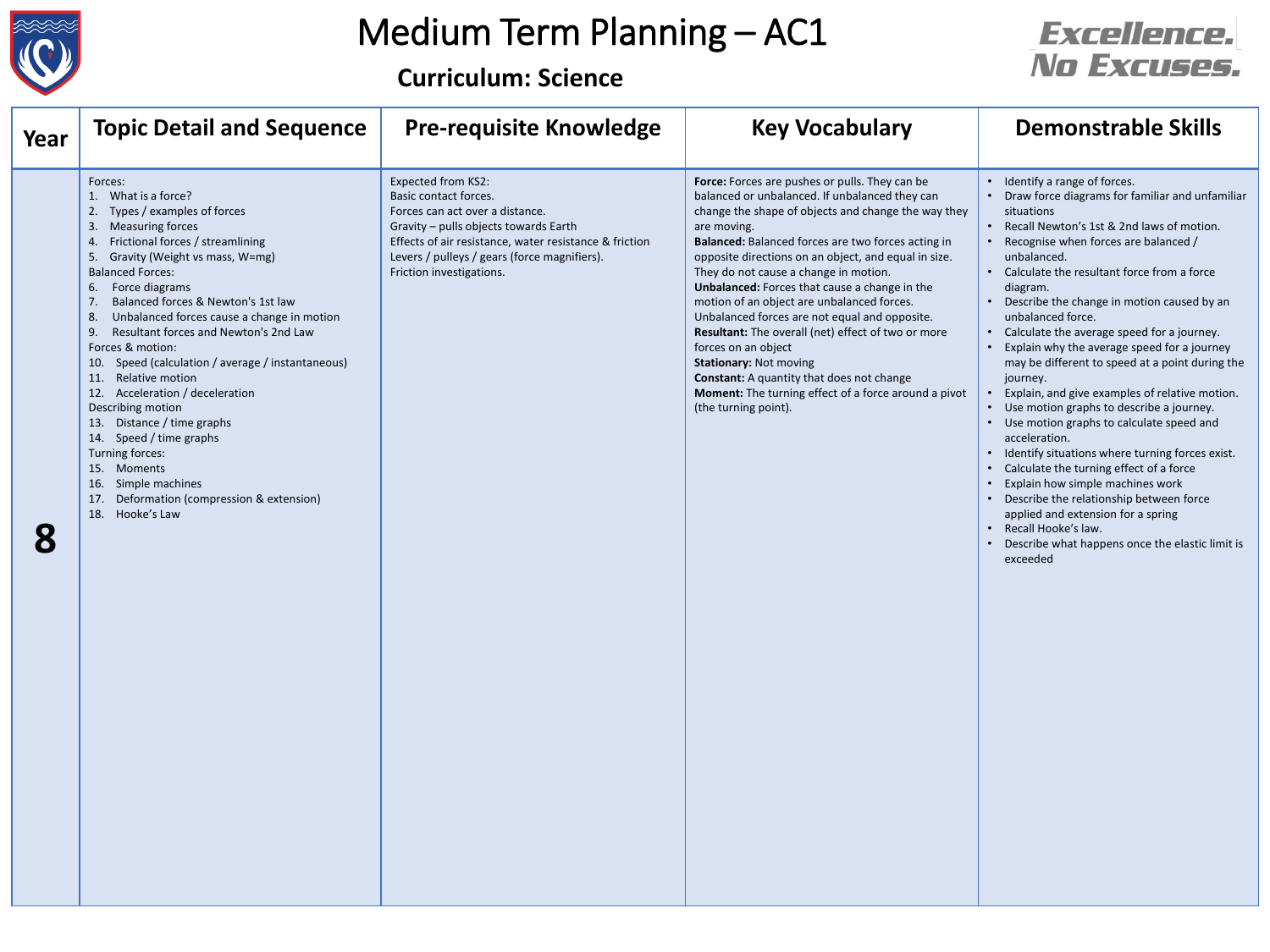# Medium Term Planning – AC1

## Curriculum: Science

Excellence. No Excuses.

| Year | Topic Detail and Sequence | Pre-requisite Knowledge | Key Vocabulary | Demonstrable Skills |
|---|---|---|---|---|
| 8 | Forces:<br>1. What is a force?<br>2. Types / examples of forces<br>3. Measuring forces<br>4. Frictional forces / streamlining<br>5. Gravity (Weight vs mass, W=mg)<br>Balanced Forces:<br>6. Force diagrams<br>7. Balanced forces & Newton's 1st law<br>8. Unbalanced forces cause a change in motion<br>9. Resultant forces and Newton's 2nd Law<br>Forces & motion:<br>10. Speed (calculation / average / instantaneous)<br>11. Relative motion<br>12. Acceleration / deceleration<br>Describing motion<br>13. Distance / time graphs<br>14. Speed / time graphs<br>Turning forces:<br>15. Moments<br>16. Simple machines<br>17. Deformation (compression & extension)<br>18. Hooke's Law | Expected from KS2:<br>Basic contact forces.<br>Forces can act over a distance.<br>Gravity – pulls objects towards Earth<br>Effects of air resistance, water resistance & friction<br>Levers / pulleys / gears (force magnifiers).<br>Friction investigations. | **Force:** Forces are pushes or pulls. They can be balanced or unbalanced. If unbalanced they can change the shape of objects and change the way they are moving.<br>**Balanced:** Balanced forces are two forces acting in opposite directions on an object, and equal in size. They do not cause a change in motion.<br>**Unbalanced:** Forces that cause a change in the motion of an object are unbalanced forces. Unbalanced forces are not equal and opposite.<br>**Resultant:** The overall (net) effect of two or more forces on an object<br>**Stationary:** Not moving<br>**Constant:** A quantity that does not change<br>**Moment:** The turning effect of a force around a pivot (the turning point). | • Identify a range of forces.<br>• Draw force diagrams for familiar and unfamiliar situations<br>• Recall Newton's 1st & 2nd laws of motion.<br>• Recognise when forces are balanced / unbalanced.<br>• Calculate the resultant force from a force diagram.<br>• Describe the change in motion caused by an unbalanced force.<br>• Calculate the average speed for a journey.<br>• Explain why the average speed for a journey may be different to speed at a point during the journey.<br>• Explain, and give examples of relative motion.<br>• Use motion graphs to describe a journey.<br>• Use motion graphs to calculate speed and acceleration.<br>• Identify situations where turning forces exist.<br>• Calculate the turning effect of a force<br>• Explain how simple machines work<br>• Describe the relationship between force applied and extension for a spring<br>• Recall Hooke's law.<br>• Describe what happens once the elastic limit is exceeded |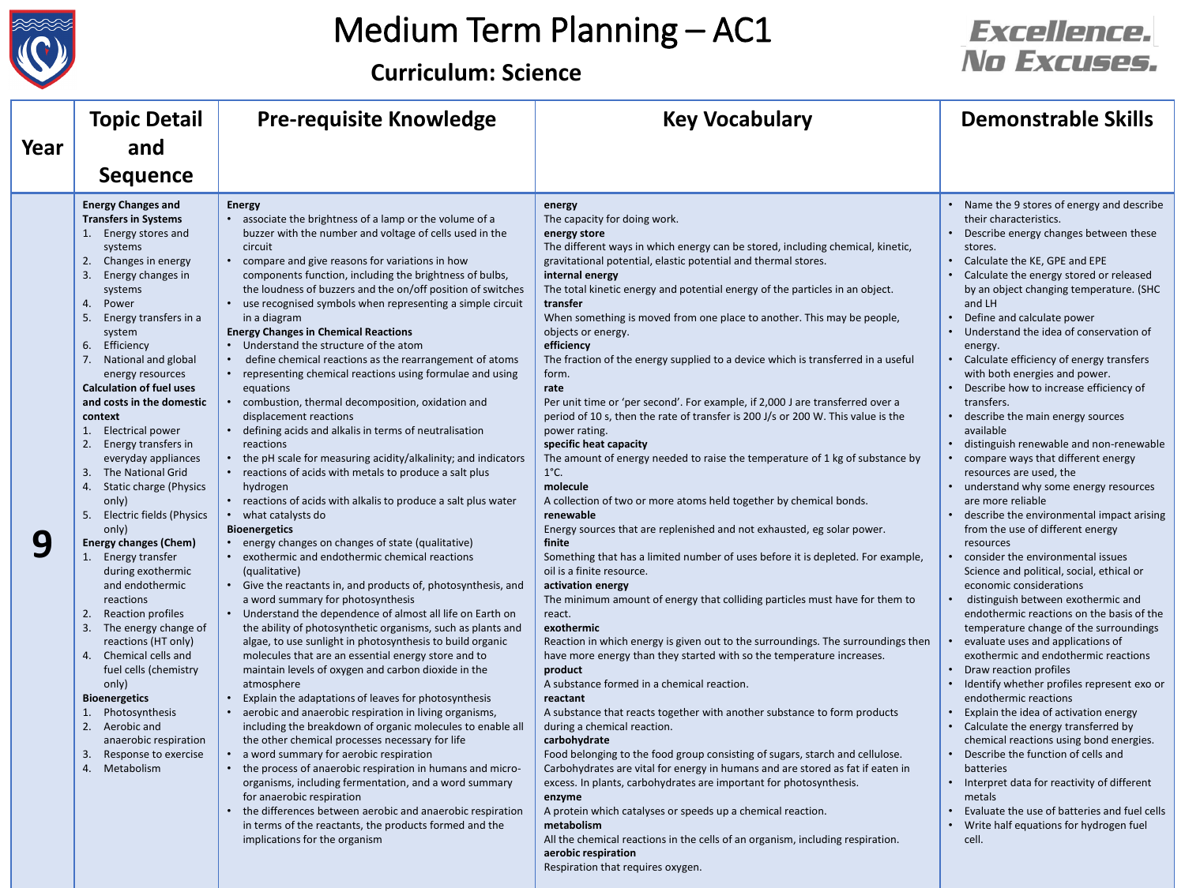# Medium Term Planning – AC1

## Curriculum: Science

Excellence. No Excuses.

| Year | Topic Detail and Sequence | Pre-requisite Knowledge | Key Vocabulary | Demonstrable Skills |
|---|---|---|---|---|
| 9 | **Energy Changes and Transfers in Systems**<br>1. Energy stores and systems<br>2. Changes in energy<br>3. Energy changes in systems<br>4. Power<br>5. Energy transfers in a system<br>6. Efficiency<br>7. National and global energy resources<br>**Calculation of fuel uses and costs in the domestic context**<br>1. Electrical power<br>2. Energy transfers in everyday appliances<br>3. The National Grid<br>4. Static charge (Physics only)<br>5. Electric fields (Physics only)<br>**Energy changes (Chem)**<br>1. Energy transfer during exothermic and endothermic reactions<br>2. Reaction profiles<br>3. The energy change of reactions (HT only)<br>4. Chemical cells and fuel cells (chemistry only)<br>**Bioenergetics**<br>1. Photosynthesis<br>2. Aerobic and anaerobic respiration<br>3. Response to exercise<br>4. Metabolism | **Energy**<br>• associate the brightness of a lamp or the volume of a buzzer with the number and voltage of cells used in the circuit<br>• compare and give reasons for variations in how components function, including the brightness of bulbs, the loudness of buzzers and the on/off position of switches<br>• use recognised symbols when representing a simple circuit in a diagram<br>**Energy Changes in Chemical Reactions**<br>• Understand the structure of the atom<br>• define chemical reactions as the rearrangement of atoms<br>• representing chemical reactions using formulae and using equations<br>• combustion, thermal decomposition, oxidation and displacement reactions<br>• defining acids and alkalis in terms of neutralisation reactions<br>• the pH scale for measuring acidity/alkalinity; and indicators<br>• reactions of acids with metals to produce a salt plus hydrogen<br>• reactions of acids with alkalis to produce a salt plus water<br>• what catalysts do<br>**Bioenergetics**<br>• energy changes on changes of state (qualitative)<br>• exothermic and endothermic chemical reactions (qualitative)<br>• Give the reactants in, and products of, photosynthesis, and a word summary for photosynthesis<br>• Understand the dependence of almost all life on Earth on the ability of photosynthetic organisms, such as plants and algae, to use sunlight in photosynthesis to build organic molecules that are an essential energy store and to maintain levels of oxygen and carbon dioxide in the atmosphere<br>• Explain the adaptations of leaves for photosynthesis<br>• aerobic and anaerobic respiration in living organisms, including the breakdown of organic molecules to enable all the other chemical processes necessary for life<br>• a word summary for aerobic respiration<br>• the process of anaerobic respiration in humans and micro-organisms, including fermentation, and a word summary for anaerobic respiration<br>• the differences between aerobic and anaerobic respiration in terms of the reactants, the products formed and the implications for the organism | **energy**<br>The capacity for doing work.<br>**energy store**<br>The different ways in which energy can be stored, including chemical, kinetic, gravitational potential, elastic potential and thermal stores.<br>**internal energy**<br>The total kinetic energy and potential energy of the particles in an object.<br>**transfer**<br>When something is moved from one place to another. This may be people, objects or energy.<br>**efficiency**<br>The fraction of the energy supplied to a device which is transferred in a useful form.<br>**rate**<br>Per unit time or 'per second'. For example, if 2,000 J are transferred over a period of 10 s, then the rate of transfer is 200 J/s or 200 W. This value is the power rating.<br>**specific heat capacity**<br>The amount of energy needed to raise the temperature of 1 kg of substance by 1°C.<br>**molecule**<br>A collection of two or more atoms held together by chemical bonds.<br>**renewable**<br>Energy sources that are replenished and not exhausted, eg solar power.<br>**finite**<br>Something that has a limited number of uses before it is depleted. For example, oil is a finite resource.<br>**activation energy**<br>The minimum amount of energy that colliding particles must have for them to react.<br>**exothermic**<br>Reaction in which energy is given out to the surroundings. The surroundings then have more energy than they started with so the temperature increases.<br>**product**<br>A substance formed in a chemical reaction.<br>**reactant**<br>A substance that reacts together with another substance to form products during a chemical reaction.<br>**carbohydrate**<br>Food belonging to the food group consisting of sugars, starch and cellulose. Carbohydrates are vital for energy in humans and are stored as fat if eaten in excess. In plants, carbohydrates are important for photosynthesis.<br>**enzyme**<br>A protein which catalyses or speeds up a chemical reaction.<br>**metabolism**<br>All the chemical reactions in the cells of an organism, including respiration.<br>**aerobic respiration**<br>Respiration that requires oxygen. | • Name the 9 stores of energy and describe their characteristics.<br>• Describe energy changes between these stores.<br>• Calculate the KE, GPE and EPE<br>• Calculate the energy stored or released by an object changing temperature. (SHC and LH<br>• Define and calculate power<br>• Understand the idea of conservation of energy.<br>• Calculate efficiency of energy transfers with both energies and power.<br>• Describe how to increase efficiency of transfers.<br>• describe the main energy sources available<br>• distinguish renewable and non-renewable<br>• compare ways that different energy resources are used, the<br>• understand why some energy resources are more reliable<br>• describe the environmental impact arising from the use of different energy resources<br>• consider the environmental issues Science and political, social, ethical or economic considerations<br>• distinguish between exothermic and endothermic reactions on the basis of the temperature change of the surroundings<br>• evaluate uses and applications of exothermic and endothermic reactions<br>• Draw reaction profiles<br>• Identify whether profiles represent exo or endothermic reactions<br>• Explain the idea of activation energy<br>• Calculate the energy transferred by chemical reactions using bond energies.<br>• Describe the function of cells and batteries<br>• Interpret data for reactivity of different metals<br>• Evaluate the use of batteries and fuel cells<br>• Write half equations for hydrogen fuel cell. |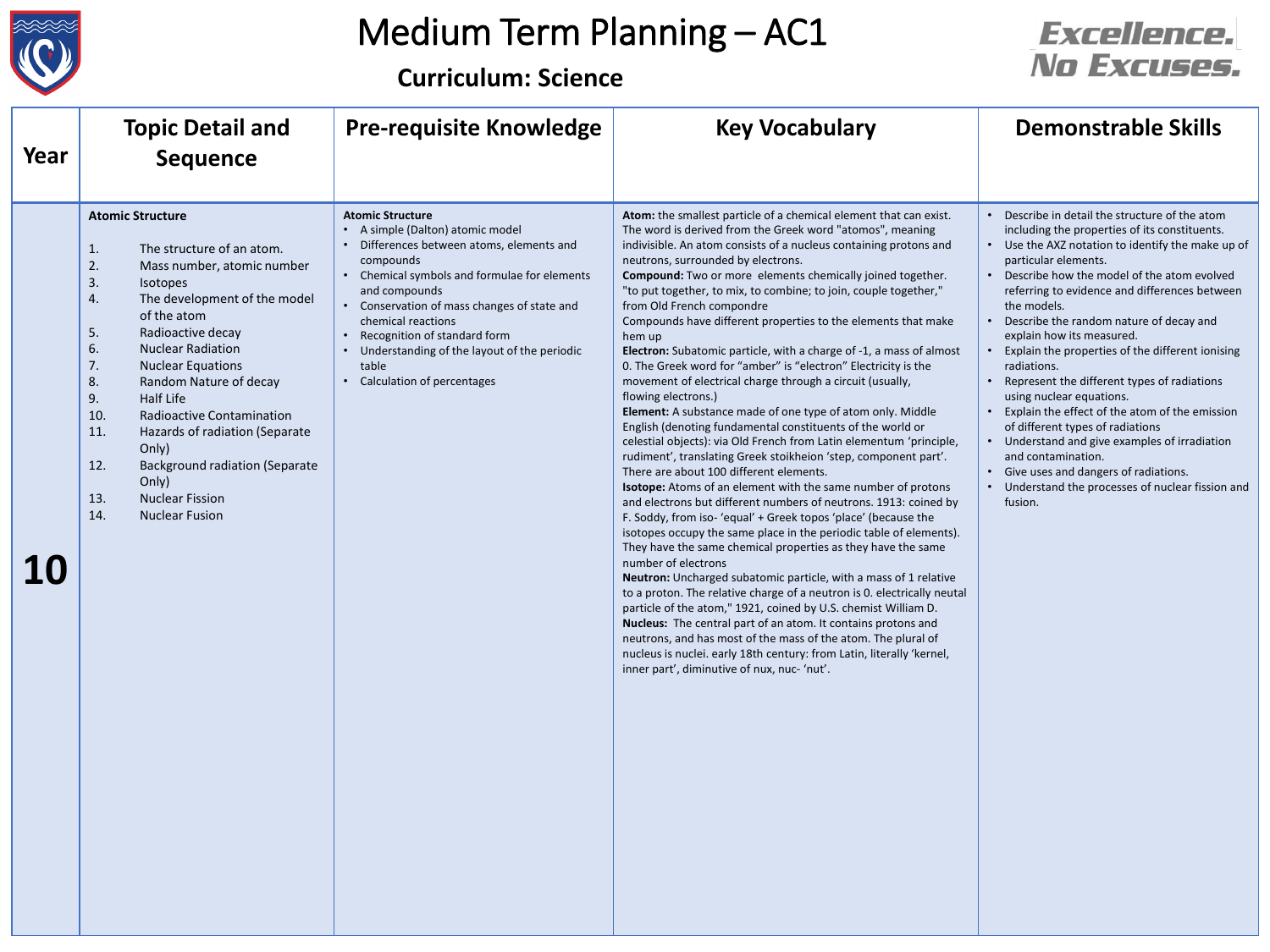# Medium Term Planning – AC1

## Curriculum: Science

Excellence. No Excuses.

| Year | Topic Detail and Sequence | Pre-requisite Knowledge | Key Vocabulary | Demonstrable Skills |
|---|---|---|---|---|
| 10 | **Atomic Structure**<br><br>1. The structure of an atom.<br>2. Mass number, atomic number<br>3. Isotopes<br>4. The development of the model of the atom<br>5. Radioactive decay<br>6. Nuclear Radiation<br>7. Nuclear Equations<br>8. Random Nature of decay<br>9. Half Life<br>10. Radioactive Contamination<br>11. Hazards of radiation (Separate Only)<br>12. Background radiation (Separate Only)<br>13. Nuclear Fission<br>14. Nuclear Fusion | **Atomic Structure**<br>• A simple (Dalton) atomic model<br>• Differences between atoms, elements and compounds<br>• Chemical symbols and formulae for elements and compounds<br>• Conservation of mass changes of state and chemical reactions<br>• Recognition of standard form<br>• Understanding of the layout of the periodic table<br>• Calculation of percentages | **Atom:** the smallest particle of a chemical element that can exist. The word is derived from the Greek word "atomos", meaning indivisible. An atom consists of a nucleus containing protons and neutrons, surrounded by electrons.<br>**Compound:** Two or more elements chemically joined together. "to put together, to mix, to combine; to join, couple together," from Old French compondre<br>Compounds have different properties to the elements that make hem up<br>**Electron:** Subatomic particle, with a charge of -1, a mass of almost 0. The Greek word for "amber" is "electron" Electricity is the movement of electrical charge through a circuit (usually, flowing electrons.)<br>**Element:** A substance made of one type of atom only. Middle English (denoting fundamental constituents of the world or celestial objects): via Old French from Latin elementum 'principle, rudiment', translating Greek stoikheion 'step, component part'. There are about 100 different elements.<br>**Isotope:** Atoms of an element with the same number of protons and electrons but different numbers of neutrons. 1913: coined by F. Soddy, from iso- 'equal' + Greek topos 'place' (because the isotopes occupy the same place in the periodic table of elements). They have the same chemical properties as they have the same number of electrons<br>**Neutron:** Uncharged subatomic particle, with a mass of 1 relative to a proton. The relative charge of a neutron is 0. electrically neutal particle of the atom," 1921, coined by U.S. chemist William D.<br>**Nucleus:** The central part of an atom. It contains protons and neutrons, and has most of the mass of the atom. The plural of nucleus is nuclei. early 18th century: from Latin, literally 'kernel, inner part', diminutive of nux, nuc- 'nut'. | • Describe in detail the structure of the atom including the properties of its constituents.<br>• Use the AXZ notation to identify the make up of particular elements.<br>• Describe how the model of the atom evolved referring to evidence and differences between the models.<br>• Describe the random nature of decay and explain how its measured.<br>• Explain the properties of the different ionising radiations.<br>• Represent the different types of radiations using nuclear equations.<br>• Explain the effect of the atom of the emission of different types of radiations<br>• Understand and give examples of irradiation and contamination.<br>• Give uses and dangers of radiations.<br>• Understand the processes of nuclear fission and fusion. |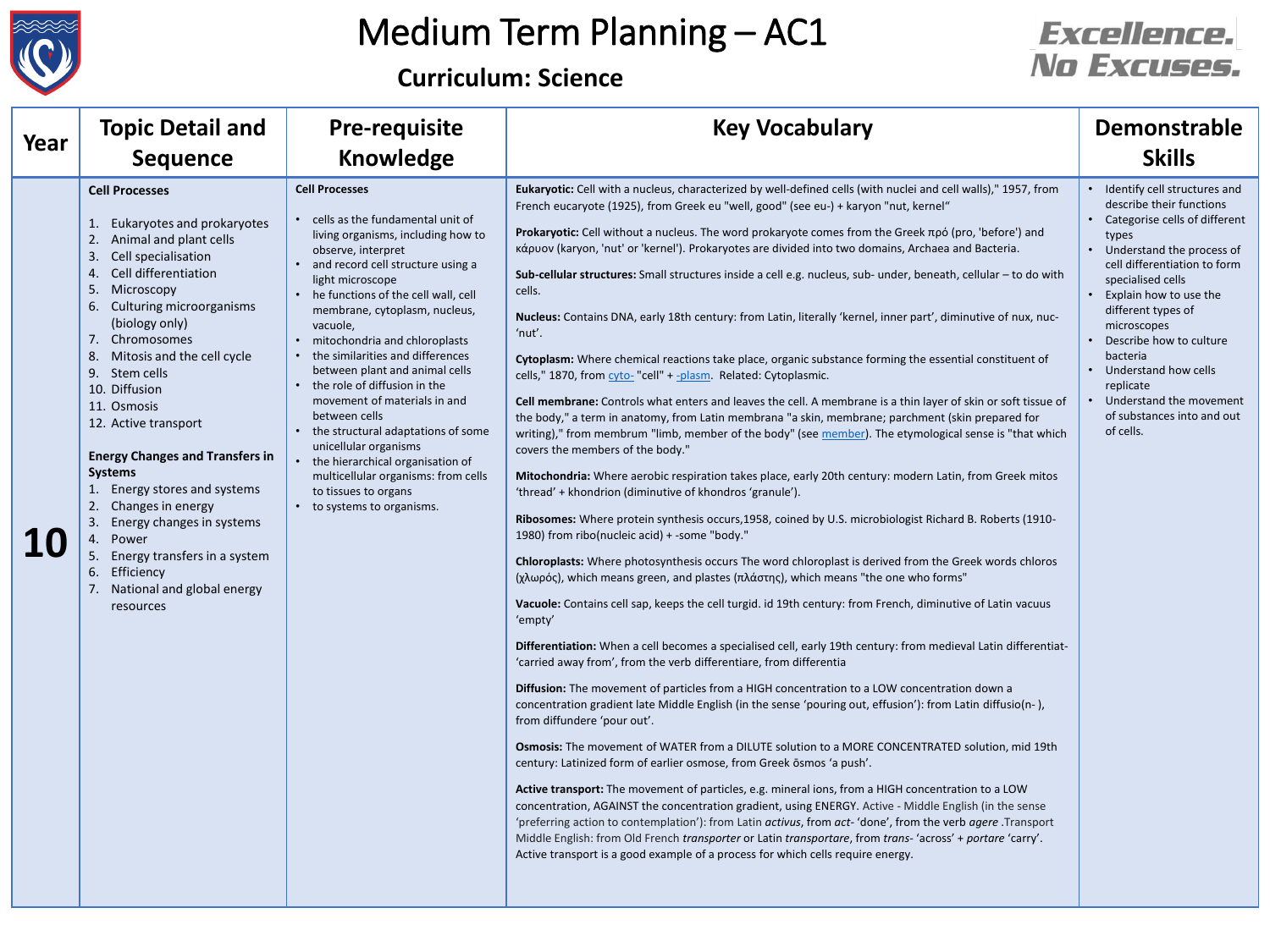# Medium Term Planning – AC1

## Curriculum: Science

Excellence. No Excuses.

| Year | Topic Detail and Sequence | Pre-requisite Knowledge | Key Vocabulary | Demonstrable Skills |
|---|---|---|---|---|
| 10 | **Cell Processes**<br><br>1. Eukaryotes and prokaryotes<br>2. Animal and plant cells<br>3. Cell specialisation<br>4. Cell differentiation<br>5. Microscopy<br>6. Culturing microorganisms (biology only)<br>7. Chromosomes<br>8. Mitosis and the cell cycle<br>9. Stem cells<br>10. Diffusion<br>11. Osmosis<br>12. Active transport<br><br>**Energy Changes and Transfers in Systems**<br>1. Energy stores and systems<br>2. Changes in energy<br>3. Energy changes in systems<br>4. Power<br>5. Energy transfers in a system<br>6. Efficiency<br>7. National and global energy resources | **Cell Processes**<br><br>• cells as the fundamental unit of living organisms, including how to observe, interpret<br>• and record cell structure using a light microscope<br>• he functions of the cell wall, cell membrane, cytoplasm, nucleus, vacuole,<br>• mitochondria and chloroplasts<br>• the similarities and differences between plant and animal cells<br>• the role of diffusion in the movement of materials in and between cells<br>• the structural adaptations of some unicellular organisms<br>• the hierarchical organisation of multicellular organisms: from cells to tissues to organs<br>• to systems to organisms. | **Eukaryotic:** Cell with a nucleus, characterized by well-defined cells (with nuclei and cell walls)," 1957, from French eucaryote (1925), from Greek eu "well, good" (see eu-) + karyon "nut, kernel"<br><br>**Prokaryotic:** Cell without a nucleus. The word prokaryote comes from the Greek πρό (pro, 'before') and κάρυον (karyon, 'nut' or 'kernel'). Prokaryotes are divided into two domains, Archaea and Bacteria.<br><br>**Sub-cellular structures:** Small structures inside a cell e.g. nucleus, sub- under, beneath, cellular – to do with cells.<br><br>**Nucleus:** Contains DNA, early 18th century: from Latin, literally 'kernel, inner part', diminutive of nux, nuc- 'nut'.<br><br>**Cytoplasm:** Where chemical reactions take place, organic substance forming the essential constituent of cells," 1870, from cyto- "cell" + -plasm. Related: Cytoplasmic.<br><br>**Cell membrane:** Controls what enters and leaves the cell. A membrane is a thin layer of skin or soft tissue of the body," a term in anatomy, from Latin membrana "a skin, membrane; parchment (skin prepared for writing)," from membrum "limb, member of the body" (see member). The etymological sense is "that which covers the members of the body."<br><br>**Mitochondria:** Where aerobic respiration takes place, early 20th century: modern Latin, from Greek mitos 'thread' + khondrion (diminutive of khondros 'granule').<br><br>**Ribosomes:** Where protein synthesis occurs,1958, coined by U.S. microbiologist Richard B. Roberts (1910-1980) from ribo(nucleic acid) + -some "body."<br><br>**Chloroplasts:** Where photosynthesis occurs The word chloroplast is derived from the Greek words chloros (χλωρός), which means green, and plastes (πλάστης), which means "the one who forms"<br><br>**Vacuole:** Contains cell sap, keeps the cell turgid. id 19th century: from French, diminutive of Latin vacuus 'empty'<br><br>**Differentiation:** When a cell becomes a specialised cell, early 19th century: from medieval Latin differentiat- 'carried away from', from the verb differentiare, from differentia<br><br>**Diffusion:** The movement of particles from a HIGH concentration to a LOW concentration down a concentration gradient late Middle English (in the sense 'pouring out, effusion'): from Latin diffusio(n- ), from diffundere 'pour out'.<br><br>**Osmosis:** The movement of WATER from a DILUTE solution to a MORE CONCENTRATED solution, mid 19th century: Latinized form of earlier osmose, from Greek ōsmos 'a push'.<br><br>**Active transport:** The movement of particles, e.g. mineral ions, from a HIGH concentration to a LOW concentration, AGAINST the concentration gradient, using ENERGY. Active - Middle English (in the sense 'preferring action to contemplation'): from Latin *activus*, from *act-* 'done', from the verb *agere* .Transport Middle English: from Old French *transporter* or Latin *transportare*, from *trans-* 'across' + *portare* 'carry'. Active transport is a good example of a process for which cells require energy. | • Identify cell structures and describe their functions<br>• Categorise cells of different types<br>• Understand the process of cell differentiation to form specialised cells<br>• Explain how to use the different types of microscopes<br>• Describe how to culture bacteria<br>• Understand how cells replicate<br>• Understand the movement of substances into and out of cells. |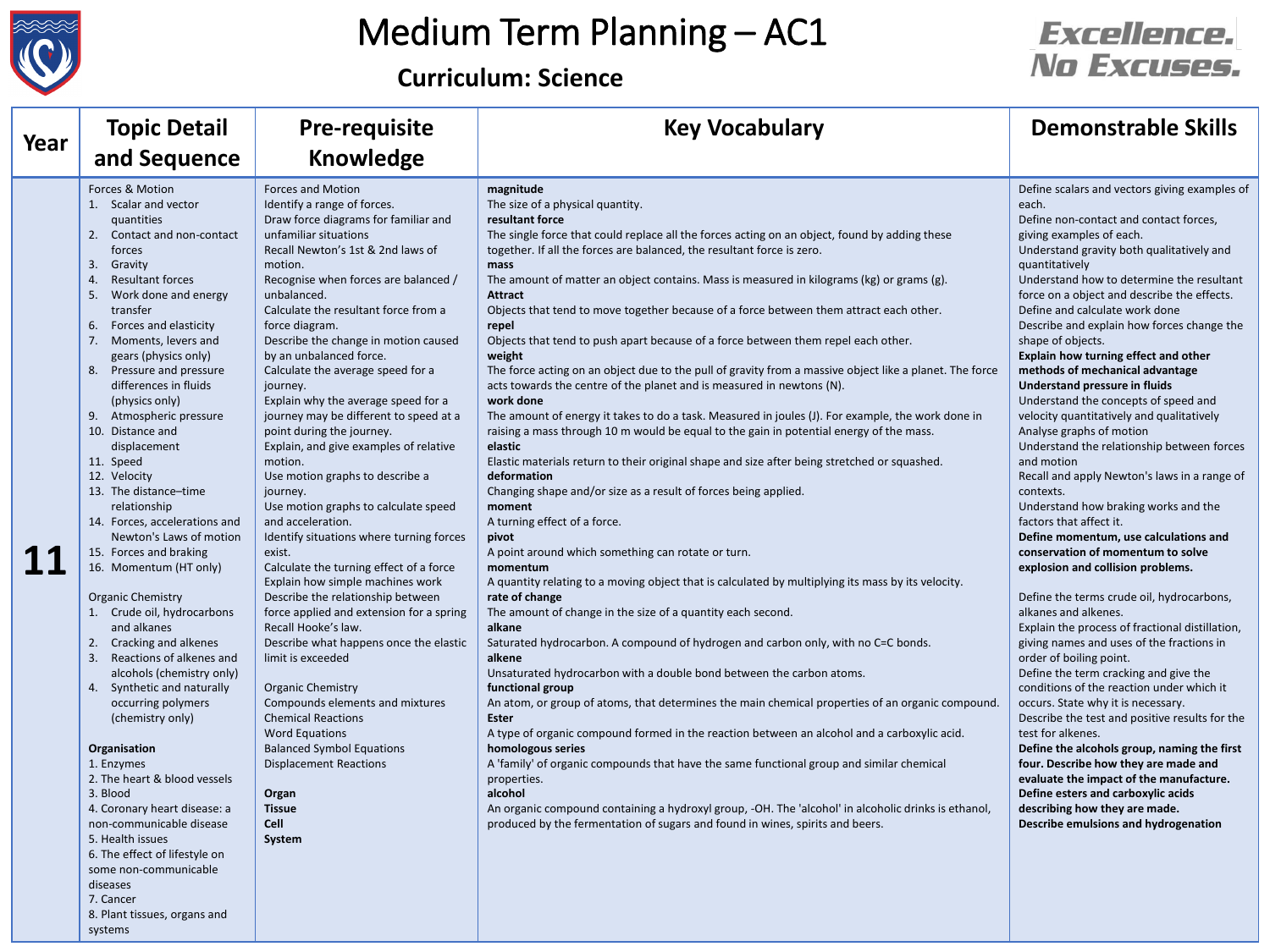# Medium Term Planning – AC1

## Curriculum: Science

Excellence. No Excuses.

| Year | Topic Detail and Sequence | Pre-requisite Knowledge | Key Vocabulary | Demonstrable Skills |
|---|---|---|---|---|
| 11 | Forces & Motion<br>1. Scalar and vector quantities<br>2. Contact and non-contact forces<br>3. Gravity<br>4. Resultant forces<br>5. Work done and energy transfer<br>6. Forces and elasticity<br>7. Moments, levers and gears (physics only)<br>8. Pressure and pressure differences in fluids (physics only)<br>9. Atmospheric pressure<br>10. Distance and displacement<br>11. Speed<br>12. Velocity<br>13. The distance–time relationship<br>14. Forces, accelerations and Newton's Laws of motion<br>15. Forces and braking<br>16. Momentum (HT only)<br><br>Organic Chemistry<br>1. Crude oil, hydrocarbons and alkanes<br>2. Cracking and alkenes<br>3. Reactions of alkenes and alcohols (chemistry only)<br>4. Synthetic and naturally occurring polymers (chemistry only)<br><br>**Organisation**<br>1. Enzymes<br>2. The heart & blood vessels<br>3. Blood<br>4. Coronary heart disease: a non-communicable disease<br>5. Health issues<br>6. The effect of lifestyle on some non-communicable diseases<br>7. Cancer<br>8. Plant tissues, organs and systems | Forces and Motion<br>Identify a range of forces.<br>Draw force diagrams for familiar and unfamiliar situations<br>Recall Newton's 1st & 2nd laws of motion.<br>Recognise when forces are balanced / unbalanced.<br>Calculate the resultant force from a force diagram.<br>Describe the change in motion caused by an unbalanced force.<br>Calculate the average speed for a journey.<br>Explain why the average speed for a journey may be different to speed at a point during the journey.<br>Explain, and give examples of relative motion.<br>Use motion graphs to describe a journey.<br>Use motion graphs to calculate speed and acceleration.<br>Identify situations where turning forces exist.<br>Calculate the turning effect of a force<br>Explain how simple machines work<br>Describe the relationship between force applied and extension for a spring<br>Recall Hooke's law.<br>Describe what happens once the elastic limit is exceeded<br><br>Organic Chemistry<br>Compounds elements and mixtures<br>Chemical Reactions<br>Word Equations<br>Balanced Symbol Equations<br>Displacement Reactions<br><br>**Organ**<br>**Tissue**<br>**Cell**<br>**System** | **magnitude**<br>The size of a physical quantity.<br>**resultant force**<br>The single force that could replace all the forces acting on an object, found by adding these together. If all the forces are balanced, the resultant force is zero.<br>**mass**<br>The amount of matter an object contains. Mass is measured in kilograms (kg) or grams (g).<br>**Attract**<br>Objects that tend to move together because of a force between them attract each other.<br>**repel**<br>Objects that tend to push apart because of a force between them repel each other.<br>**weight**<br>The force acting on an object due to the pull of gravity from a massive object like a planet. The force acts towards the centre of the planet and is measured in newtons (N).<br>**work done**<br>The amount of energy it takes to do a task. Measured in joules (J). For example, the work done in raising a mass through 10 m would be equal to the gain in potential energy of the mass.<br>**elastic**<br>Elastic materials return to their original shape and size after being stretched or squashed.<br>**deformation**<br>Changing shape and/or size as a result of forces being applied.<br>**moment**<br>A turning effect of a force.<br>**pivot**<br>A point around which something can rotate or turn.<br>**momentum**<br>A quantity relating to a moving object that is calculated by multiplying its mass by its velocity.<br>**rate of change**<br>The amount of change in the size of a quantity each second.<br>**alkane**<br>Saturated hydrocarbon. A compound of hydrogen and carbon only, with no C=C bonds.<br>**alkene**<br>Unsaturated hydrocarbon with a double bond between the carbon atoms.<br>**functional group**<br>An atom, or group of atoms, that determines the main chemical properties of an organic compound.<br>**Ester**<br>A type of organic compound formed in the reaction between an alcohol and a carboxylic acid.<br>**homologous series**<br>A 'family' of organic compounds that have the same functional group and similar chemical properties.<br>**alcohol**<br>An organic compound containing a hydroxyl group, -OH. The 'alcohol' in alcoholic drinks is ethanol, produced by the fermentation of sugars and found in wines, spirits and beers. | Define scalars and vectors giving examples of each.<br>Define non-contact and contact forces, giving examples of each.<br>Understand gravity both qualitatively and quantitatively<br>Understand how to determine the resultant force on a object and describe the effects.<br>Define and calculate work done<br>Describe and explain how forces change the shape of objects.<br>**Explain how turning effect and other methods of mechanical advantage**<br>**Understand pressure in fluids**<br>Understand the concepts of speed and velocity quantitatively and qualitatively<br>Analyse graphs of motion<br>Understand the relationship between forces and motion<br>Recall and apply Newton's laws in a range of contexts.<br>Understand how braking works and the factors that affect it.<br>**Define momentum, use calculations and conservation of momentum to solve explosion and collision problems.**<br><br>Define the terms crude oil, hydrocarbons, alkanes and alkenes.<br>Explain the process of fractional distillation, giving names and uses of the fractions in order of boiling point.<br>Define the term cracking and give the conditions of the reaction under which it occurs. State why it is necessary.<br>Describe the test and positive results for the test for alkenes.<br>**Define the alcohols group, naming the first four. Describe how they are made and evaluate the impact of the manufacture.**<br>**Define esters and carboxylic acids describing how they are made.**<br>**Describe emulsions and hydrogenation** |